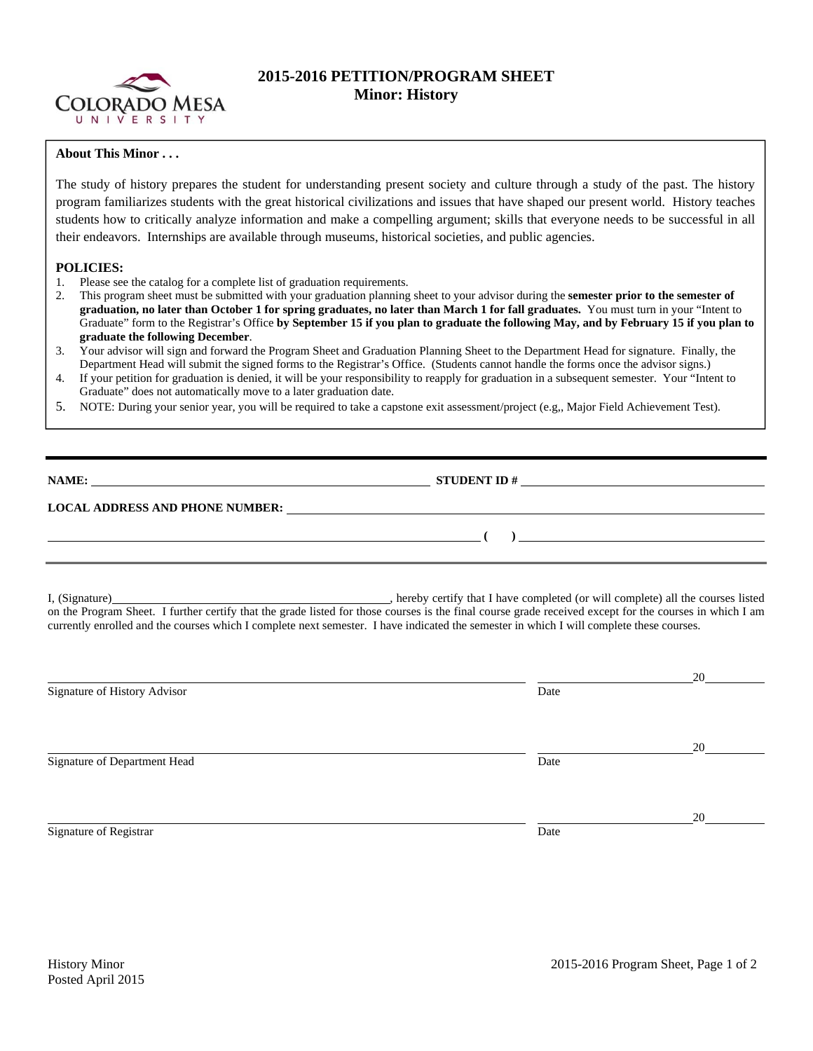# 2015-2016 PETITION/PROGRAM SHEET
## Minor: History

**About This Minor . . .**

The study of history prepares the student for understanding present society and culture through a study of the past. The history program familiarizes students with the great historical civilizations and issues that have shaped our present world. History teaches students how to critically analyze information and make a compelling argument; skills that everyone needs to be successful in all their endeavors. Internships are available through museums, historical societies, and public agencies.

**POLICIES:**

1. Please see the catalog for a complete list of graduation requirements.
2. This program sheet must be submitted with your graduation planning sheet to your advisor during the **semester prior to the semester of graduation, no later than October 1 for spring graduates, no later than March 1 for fall graduates.** You must turn in your "Intent to Graduate" form to the Registrar's Office **by September 15 if you plan to graduate the following May, and by February 15 if you plan to graduate the following December**.
3. Your advisor will sign and forward the Program Sheet and Graduation Planning Sheet to the Department Head for signature. Finally, the Department Head will submit the signed forms to the Registrar's Office. (Students cannot handle the forms once the advisor signs.)
4. If your petition for graduation is denied, it will be your responsibility to reapply for graduation in a subsequent semester. Your "Intent to Graduate" does not automatically move to a later graduation date.
5. NOTE: During your senior year, you will be required to take a capstone exit assessment/project (e.g,, Major Field Achievement Test).

---

**NAME:** ______________________________ **STUDENT ID #** ______________________________

**LOCAL ADDRESS AND PHONE NUMBER:** ______________________________

______________________________ **( )** ______________________________

---

I, (Signature)______________________________, hereby certify that I have completed (or will complete) all the courses listed on the Program Sheet. I further certify that the grade listed for those courses is the final course grade received except for the courses in which I am currently enrolled and the courses which I complete next semester. I have indicated the semester in which I will complete these courses.

______________________________ ______________________________20________
Signature of History Advisor Date

______________________________ ______________________________20________
Signature of Department Head Date

______________________________ ______________________________20________
Signature of Registrar Date

History Minor
Posted April 2015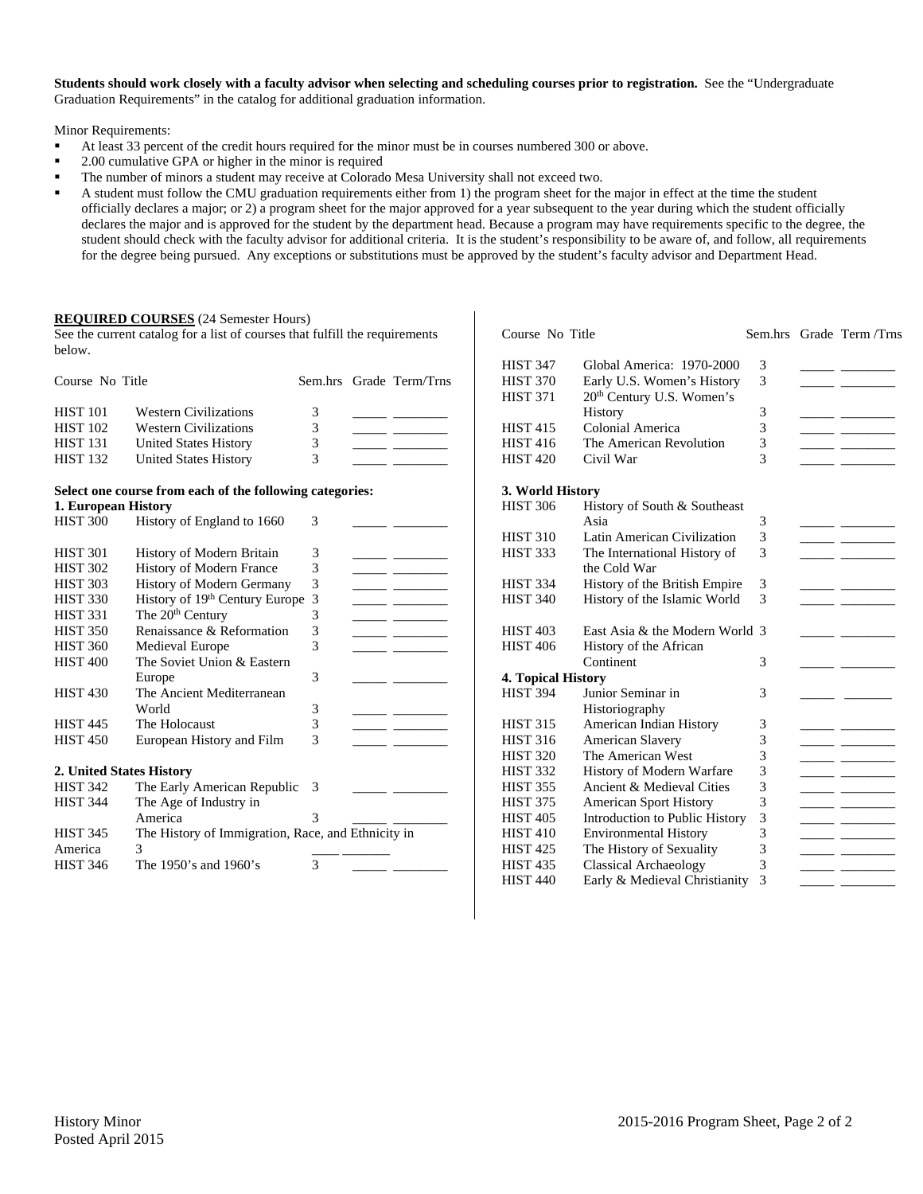**Students should work closely with a faculty advisor when selecting and scheduling courses prior to registration.** See the "Undergraduate Graduation Requirements" in the catalog for additional graduation information.

Minor Requirements:

- At least 33 percent of the credit hours required for the minor must be in courses numbered 300 or above.
- 2.00 cumulative GPA or higher in the minor is required
- The number of minors a student may receive at Colorado Mesa University shall not exceed two.
- A student must follow the CMU graduation requirements either from 1) the program sheet for the major in effect at the time the student officially declares a major; or 2) a program sheet for the major approved for a year subsequent to the year during which the student officially declares the major and is approved for the student by the department head. Because a program may have requirements specific to the degree, the student should check with the faculty advisor for additional criteria. It is the student's responsibility to be aware of, and follow, all requirements for the degree being pursued. Any exceptions or substitutions must be approved by the student's faculty advisor and Department Head.

**REQUIRED COURSES** (24 Semester Hours)
See the current catalog for a list of courses that fulfill the requirements below.

| Course No | Title | Sem.hrs | Grade | Term/Trns |
|---|---|---|---|---|
| HIST 101 | Western Civilizations | 3 | _____ | ________ |
| HIST 102 | Western Civilizations | 3 | _____ | ________ |
| HIST 131 | United States History | 3 | _____ | ________ |
| HIST 132 | United States History | 3 | _____ | ________ |

**Select one course from each of the following categories:**

**1. European History**

| Course No | Title | Sem.hrs | Grade | Term/Trns |
|---|---|---|---|---|
| HIST 300 | History of England to 1660 | 3 | _____ | ________ |
| HIST 301 | History of Modern Britain | 3 | _____ | ________ |
| HIST 302 | History of Modern France | 3 | _____ | ________ |
| HIST 303 | History of Modern Germany | 3 | _____ | ________ |
| HIST 330 | History of 19th Century Europe | 3 | _____ | ________ |
| HIST 331 | The 20th Century | 3 | _____ | ________ |
| HIST 350 | Renaissance & Reformation | 3 | _____ | ________ |
| HIST 360 | Medieval Europe | 3 | _____ | ________ |
| HIST 400 | The Soviet Union & Eastern Europe | 3 | _____ | ________ |
| HIST 430 | The Ancient Mediterranean World | 3 | _____ | ________ |
| HIST 445 | The Holocaust | 3 | _____ | ________ |
| HIST 450 | European History and Film | 3 | _____ | ________ |

**2. United States History**

| Course No | Title | Sem.hrs | Grade | Term/Trns |
|---|---|---|---|---|
| HIST 342 | The Early American Republic | 3 | _____ | ________ |
| HIST 344 | The Age of Industry in America | 3 | _____ | ________ |
| HIST 345 | The History of Immigration, Race, and Ethnicity in America | 3 | _____ | ________ |
| HIST 346 | The 1950's and 1960's | 3 | _____ | ________ |
| HIST 347 | Global America: 1970-2000 | 3 | _____ | ________ |
| HIST 370 | Early U.S. Women's History | 3 | _____ | ________ |
| HIST 371 | 20th Century U.S. Women's History | 3 | _____ | ________ |
| HIST 415 | Colonial America | 3 | _____ | ________ |
| HIST 416 | The American Revolution | 3 | _____ | ________ |
| HIST 420 | Civil War | 3 | _____ | ________ |

**3. World History**

| Course No | Title | Sem.hrs | Grade | Term/Trns |
|---|---|---|---|---|
| HIST 306 | History of South & Southeast Asia | 3 | _____ | ________ |
| HIST 310 | Latin American Civilization | 3 | _____ | ________ |
| HIST 333 | The International History of the Cold War | 3 | _____ | ________ |
| HIST 334 | History of the British Empire | 3 | _____ | ________ |
| HIST 340 | History of the Islamic World | 3 | _____ | ________ |
| HIST 403 | East Asia & the Modern World | 3 | _____ | ________ |
| HIST 406 | History of the African Continent | 3 | _____ | ________ |

**4. Topical History**

| Course No | Title | Sem.hrs | Grade | Term/Trns |
|---|---|---|---|---|
| HIST 394 | Junior Seminar in Historiography | 3 | _____ | ________ |
| HIST 315 | American Indian History | 3 | _____ | ________ |
| HIST 316 | American Slavery | 3 | _____ | ________ |
| HIST 320 | The American West | 3 | _____ | ________ |
| HIST 332 | History of Modern Warfare | 3 | _____ | ________ |
| HIST 355 | Ancient & Medieval Cities | 3 | _____ | ________ |
| HIST 375 | American Sport History | 3 | _____ | ________ |
| HIST 405 | Introduction to Public History | 3 | _____ | ________ |
| HIST 410 | Environmental History | 3 | _____ | ________ |
| HIST 425 | The History of Sexuality | 3 | _____ | ________ |
| HIST 435 | Classical Archaeology | 3 | _____ | ________ |
| HIST 440 | Early & Medieval Christianity | 3 | _____ | ________ |

History Minor
Posted April 2015